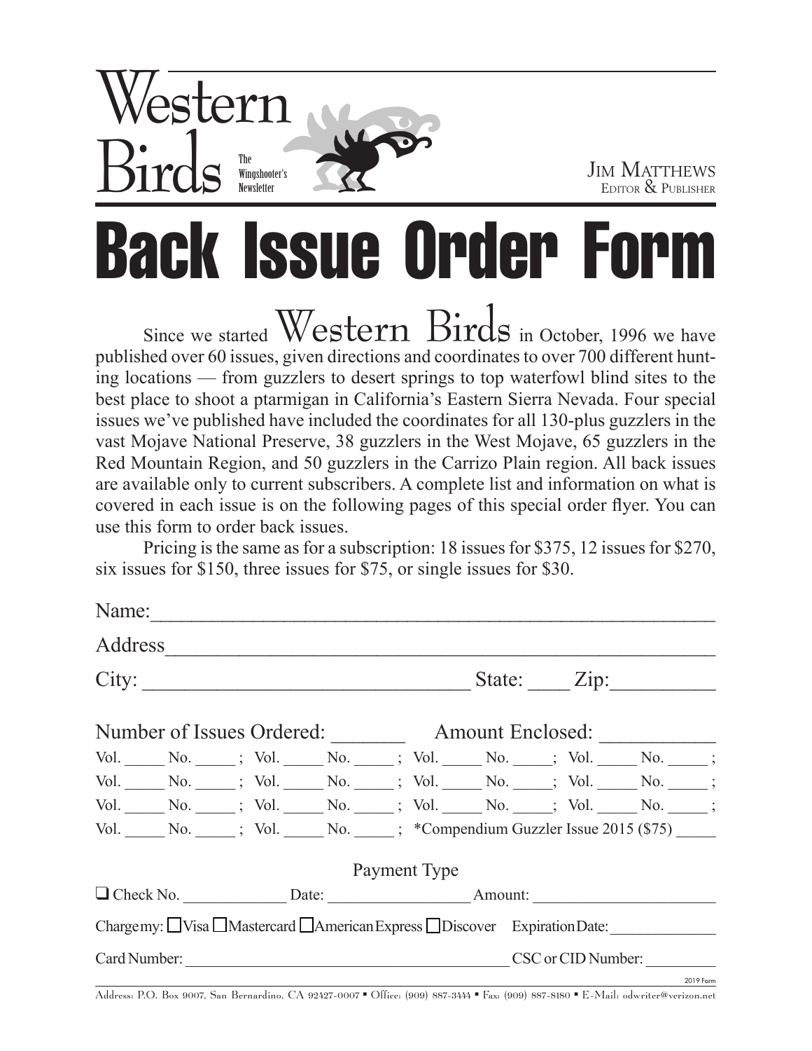# Western Birds

The Wingshooter's Newsletter

Jim Matthews
Editor & Publisher

# Back Issue Order Form

Since we started Western Birds in October, 1996 we have published over 60 issues, given directions and coordinates to over 700 different hunting locations — from guzzlers to desert springs to top waterfowl blind sites to the best place to shoot a ptarmigan in California's Eastern Sierra Nevada. Four special issues we've published have included the coordinates for all 130-plus guzzlers in the vast Mojave National Preserve, 38 guzzlers in the West Mojave, 65 guzzlers in the Red Mountain Region, and 50 guzzlers in the Carrizo Plain region. All back issues are available only to current subscribers. A complete list and information on what is covered in each issue is on the following pages of this special order flyer. You can use this form to order back issues.

Pricing is the same as for a subscription: 18 issues for $375, 12 issues for $270, six issues for $150, three issues for $75, or single issues for $30.

Name:______________________________________________________

Address_____________________________________________________

City: ______________________________ State: ____ Zip:__________

Number of Issues Ordered: _______ Amount Enclosed: ___________

Vol. _____ No. _____ ; Vol. _____ No. _____ ; Vol. _____ No. _____; Vol. _____ No. _____ ;

Vol. _____ No. _____ ; Vol. _____ No. _____ ; Vol. _____ No. _____; Vol. _____ No. _____ ;

Vol. _____ No. _____ ; Vol. _____ No. _____ ; Vol. _____ No. _____; Vol. _____ No. _____ ;

Vol. _____ No. _____ ; Vol. _____ No. _____ ; *Compendium Guzzler Issue 2015 ($75) _____

Payment Type

❑ Check No. _____________ Date: __________________ Amount: _______________________

Charge my: ☐ Visa ☐ Mastercard ☐ American Express ☐ Discover Expiration Date: ______________

Card Number: ____________________________________________ CSC or CID Number: _________

2019 Form

Address: P.O. Box 9007, San Bernardino, CA 92427-0007 ▪ Office: (909) 887-3444 ▪ Fax: (909) 887-8180 ▪ E-Mail: odwriter@verizon.net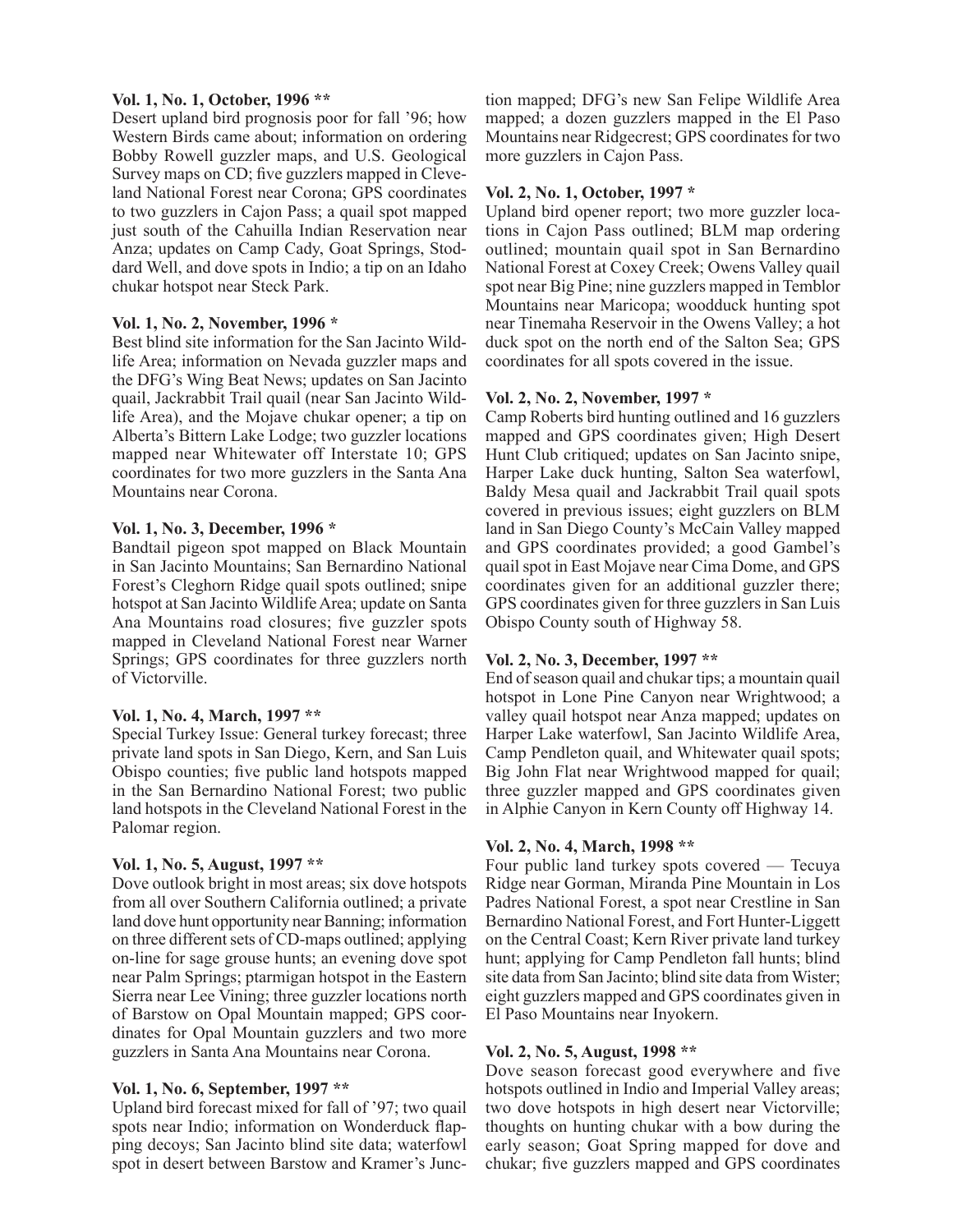**Vol. 1, No. 1, October, 1996 ****

Desert upland bird prognosis poor for fall '96; how Western Birds came about; information on ordering Bobby Rowell guzzler maps, and U.S. Geological Survey maps on CD; five guzzlers mapped in Cleveland National Forest near Corona; GPS coordinates to two guzzlers in Cajon Pass; a quail spot mapped just south of the Cahuilla Indian Reservation near Anza; updates on Camp Cady, Goat Springs, Stoddard Well, and dove spots in Indio; a tip on an Idaho chukar hotspot near Steck Park.

**Vol. 1, No. 2, November, 1996 ***

Best blind site information for the San Jacinto Wildlife Area; information on Nevada guzzler maps and the DFG's Wing Beat News; updates on San Jacinto quail, Jackrabbit Trail quail (near San Jacinto Wildlife Area), and the Mojave chukar opener; a tip on Alberta's Bittern Lake Lodge; two guzzler locations mapped near Whitewater off Interstate 10; GPS coordinates for two more guzzlers in the Santa Ana Mountains near Corona.

**Vol. 1, No. 3, December, 1996 ***

Bandtail pigeon spot mapped on Black Mountain in San Jacinto Mountains; San Bernardino National Forest's Cleghorn Ridge quail spots outlined; snipe hotspot at San Jacinto Wildlife Area; update on Santa Ana Mountains road closures; five guzzler spots mapped in Cleveland National Forest near Warner Springs; GPS coordinates for three guzzlers north of Victorville.

**Vol. 1, No. 4, March, 1997 ****

Special Turkey Issue: General turkey forecast; three private land spots in San Diego, Kern, and San Luis Obispo counties; five public land hotspots mapped in the San Bernardino National Forest; two public land hotspots in the Cleveland National Forest in the Palomar region.

**Vol. 1, No. 5, August, 1997 ****

Dove outlook bright in most areas; six dove hotspots from all over Southern California outlined; a private land dove hunt opportunity near Banning; information on three different sets of CD-maps outlined; applying on-line for sage grouse hunts; an evening dove spot near Palm Springs; ptarmigan hotspot in the Eastern Sierra near Lee Vining; three guzzler locations north of Barstow on Opal Mountain mapped; GPS coordinates for Opal Mountain guzzlers and two more guzzlers in Santa Ana Mountains near Corona.

**Vol. 1, No. 6, September, 1997 ****

Upland bird forecast mixed for fall of '97; two quail spots near Indio; information on Wonderduck flapping decoys; San Jacinto blind site data; waterfowl spot in desert between Barstow and Kramer's Junction mapped; DFG's new San Felipe Wildlife Area mapped; a dozen guzzlers mapped in the El Paso Mountains near Ridgecrest; GPS coordinates for two more guzzlers in Cajon Pass.

**Vol. 2, No. 1, October, 1997 ***

Upland bird opener report; two more guzzler locations in Cajon Pass outlined; BLM map ordering outlined; mountain quail spot in San Bernardino National Forest at Coxey Creek; Owens Valley quail spot near Big Pine; nine guzzlers mapped in Temblor Mountains near Maricopa; woodduck hunting spot near Tinemaha Reservoir in the Owens Valley; a hot duck spot on the north end of the Salton Sea; GPS coordinates for all spots covered in the issue.

**Vol. 2, No. 2, November, 1997 ***

Camp Roberts bird hunting outlined and 16 guzzlers mapped and GPS coordinates given; High Desert Hunt Club critiqued; updates on San Jacinto snipe, Harper Lake duck hunting, Salton Sea waterfowl, Baldy Mesa quail and Jackrabbit Trail quail spots covered in previous issues; eight guzzlers on BLM land in San Diego County's McCain Valley mapped and GPS coordinates provided; a good Gambel's quail spot in East Mojave near Cima Dome, and GPS coordinates given for an additional guzzler there; GPS coordinates given for three guzzlers in San Luis Obispo County south of Highway 58.

**Vol. 2, No. 3, December, 1997 ****

End of season quail and chukar tips; a mountain quail hotspot in Lone Pine Canyon near Wrightwood; a valley quail hotspot near Anza mapped; updates on Harper Lake waterfowl, San Jacinto Wildlife Area, Camp Pendleton quail, and Whitewater quail spots; Big John Flat near Wrightwood mapped for quail; three guzzler mapped and GPS coordinates given in Alphie Canyon in Kern County off Highway 14.

**Vol. 2, No. 4, March, 1998 ****

Four public land turkey spots covered — Tecuya Ridge near Gorman, Miranda Pine Mountain in Los Padres National Forest, a spot near Crestline in San Bernardino National Forest, and Fort Hunter-Liggett on the Central Coast; Kern River private land turkey hunt; applying for Camp Pendleton fall hunts; blind site data from San Jacinto; blind site data from Wister; eight guzzlers mapped and GPS coordinates given in El Paso Mountains near Inyokern.

**Vol. 2, No. 5, August, 1998 ****

Dove season forecast good everywhere and five hotspots outlined in Indio and Imperial Valley areas; two dove hotspots in high desert near Victorville; thoughts on hunting chukar with a bow during the early season; Goat Spring mapped for dove and chukar; five guzzlers mapped and GPS coordinates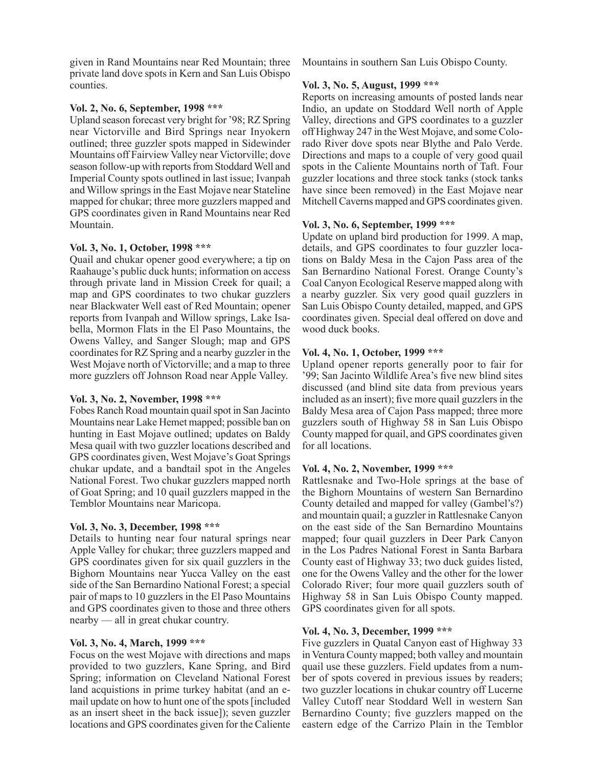given in Rand Mountains near Red Mountain; three private land dove spots in Kern and San Luis Obispo counties.

**Vol. 2, No. 6, September, 1998 \*\*\***

Upland season forecast very bright for '98; RZ Spring near Victorville and Bird Springs near Inyokern outlined; three guzzler spots mapped in Sidewinder Mountains off Fairview Valley near Victorville; dove season follow-up with reports from Stoddard Well and Imperial County spots outlined in last issue; Ivanpah and Willow springs in the East Mojave near Stateline mapped for chukar; three more guzzlers mapped and GPS coordinates given in Rand Mountains near Red Mountain.

**Vol. 3, No. 1, October, 1998 \*\*\***

Quail and chukar opener good everywhere; a tip on Raahauge's public duck hunts; information on access through private land in Mission Creek for quail; a map and GPS coordinates to two chukar guzzlers near Blackwater Well east of Red Mountain; opener reports from Ivanpah and Willow springs, Lake Isabella, Mormon Flats in the El Paso Mountains, the Owens Valley, and Sanger Slough; map and GPS coordinates for RZ Spring and a nearby guzzler in the West Mojave north of Victorville; and a map to three more guzzlers off Johnson Road near Apple Valley.

**Vol. 3, No. 2, November, 1998 \*\*\***

Fobes Ranch Road mountain quail spot in San Jacinto Mountains near Lake Hemet mapped; possible ban on hunting in East Mojave outlined; updates on Baldy Mesa quail with two guzzler locations described and GPS coordinates given, West Mojave's Goat Springs chukar update, and a bandtail spot in the Angeles National Forest. Two chukar guzzlers mapped north of Goat Spring; and 10 quail guzzlers mapped in the Temblor Mountains near Maricopa.

**Vol. 3, No. 3, December, 1998 \*\*\***

Details to hunting near four natural springs near Apple Valley for chukar; three guzzlers mapped and GPS coordinates given for six quail guzzlers in the Bighorn Mountains near Yucca Valley on the east side of the San Bernardino National Forest; a special pair of maps to 10 guzzlers in the El Paso Mountains and GPS coordinates given to those and three others nearby — all in great chukar country.

**Vol. 3, No. 4, March, 1999 \*\*\***

Focus on the west Mojave with directions and maps provided to two guzzlers, Kane Spring, and Bird Spring; information on Cleveland National Forest land acquistions in prime turkey habitat (and an e-mail update on how to hunt one of the spots [included as an insert sheet in the back issue]); seven guzzler locations and GPS coordinates given for the Caliente Mountains in southern San Luis Obispo County.

**Vol. 3, No. 5, August, 1999 \*\*\***

Reports on increasing amounts of posted lands near Indio, an update on Stoddard Well north of Apple Valley, directions and GPS coordinates to a guzzler off Highway 247 in the West Mojave, and some Colorado River dove spots near Blythe and Palo Verde. Directions and maps to a couple of very good quail spots in the Caliente Mountains north of Taft. Four guzzler locations and three stock tanks (stock tanks have since been removed) in the East Mojave near Mitchell Caverns mapped and GPS coordinates given.

**Vol. 3, No. 6, September, 1999 \*\*\***

Update on upland bird production for 1999. A map, details, and GPS coordinates to four guzzler locations on Baldy Mesa in the Cajon Pass area of the San Bernardino National Forest. Orange County's Coal Canyon Ecological Reserve mapped along with a nearby guzzler. Six very good quail guzzlers in San Luis Obispo County detailed, mapped, and GPS coordinates given. Special deal offered on dove and wood duck books.

**Vol. 4, No. 1, October, 1999 \*\*\***

Upland opener reports generally poor to fair for '99; San Jacinto Wildlife Area's five new blind sites discussed (and blind site data from previous years included as an insert); five more quail guzzlers in the Baldy Mesa area of Cajon Pass mapped; three more guzzlers south of Highway 58 in San Luis Obispo County mapped for quail, and GPS coordinates given for all locations.

**Vol. 4, No. 2, November, 1999 \*\*\***

Rattlesnake and Two-Hole springs at the base of the Bighorn Mountains of western San Bernardino County detailed and mapped for valley (Gambel's?) and mountain quail; a guzzler in Rattlesnake Canyon on the east side of the San Bernardino Mountains mapped; four quail guzzlers in Deer Park Canyon in the Los Padres National Forest in Santa Barbara County east of Highway 33; two duck guides listed, one for the Owens Valley and the other for the lower Colorado River; four more quail guzzlers south of Highway 58 in San Luis Obispo County mapped. GPS coordinates given for all spots.

**Vol. 4, No. 3, December, 1999 \*\*\***

Five guzzlers in Quatal Canyon east of Highway 33 in Ventura County mapped; both valley and mountain quail use these guzzlers. Field updates from a number of spots covered in previous issues by readers; two guzzler locations in chukar country off Lucerne Valley Cutoff near Stoddard Well in western San Bernardino County; five guzzlers mapped on the eastern edge of the Carrizo Plain in the Temblor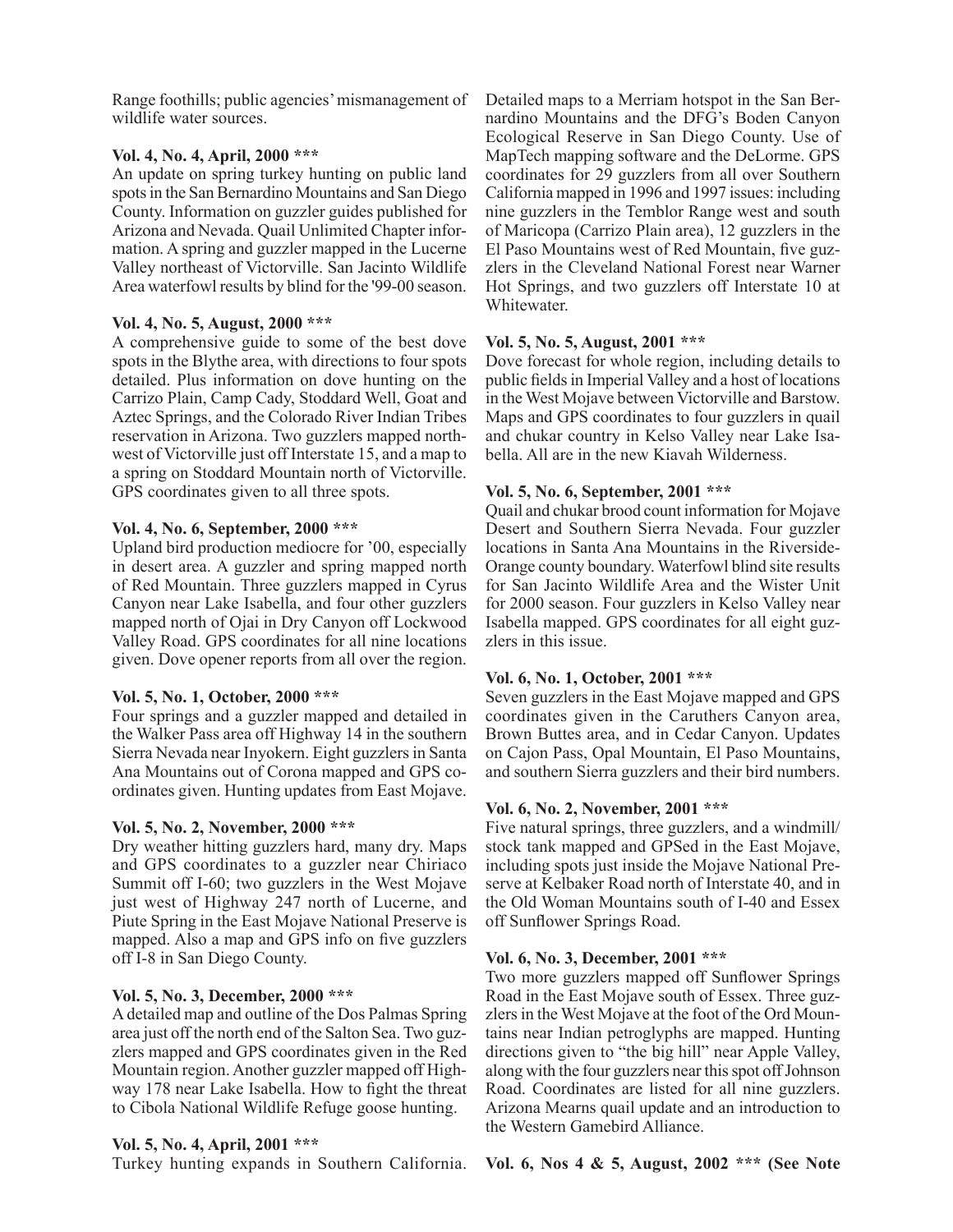Range foothills; public agencies' mismanagement of wildlife water sources.

**Vol. 4, No. 4, April, 2000 *****

An update on spring turkey hunting on public land spots in the San Bernardino Mountains and San Diego County. Information on guzzler guides published for Arizona and Nevada. Quail Unlimited Chapter information. A spring and guzzler mapped in the Lucerne Valley northeast of Victorville. San Jacinto Wildlife Area waterfowl results by blind for the '99-00 season.

**Vol. 4, No. 5, August, 2000 *****

A comprehensive guide to some of the best dove spots in the Blythe area, with directions to four spots detailed. Plus information on dove hunting on the Carrizo Plain, Camp Cady, Stoddard Well, Goat and Aztec Springs, and the Colorado River Indian Tribes reservation in Arizona. Two guzzlers mapped northwest of Victorville just off Interstate 15, and a map to a spring on Stoddard Mountain north of Victorville. GPS coordinates given to all three spots.

**Vol. 4, No. 6, September, 2000 *****

Upland bird production mediocre for '00, especially in desert area. A guzzler and spring mapped north of Red Mountain. Three guzzlers mapped in Cyrus Canyon near Lake Isabella, and four other guzzlers mapped north of Ojai in Dry Canyon off Lockwood Valley Road. GPS coordinates for all nine locations given. Dove opener reports from all over the region.

**Vol. 5, No. 1, October, 2000 *****

Four springs and a guzzler mapped and detailed in the Walker Pass area off Highway 14 in the southern Sierra Nevada near Inyokern. Eight guzzlers in Santa Ana Mountains out of Corona mapped and GPS coordinates given. Hunting updates from East Mojave.

**Vol. 5, No. 2, November, 2000 *****

Dry weather hitting guzzlers hard, many dry. Maps and GPS coordinates to a guzzler near Chiriaco Summit off I-60; two guzzlers in the West Mojave just west of Highway 247 north of Lucerne, and Piute Spring in the East Mojave National Preserve is mapped. Also a map and GPS info on five guzzlers off I-8 in San Diego County.

**Vol. 5, No. 3, December, 2000 *****

A detailed map and outline of the Dos Palmas Spring area just off the north end of the Salton Sea. Two guzzlers mapped and GPS coordinates given in the Red Mountain region. Another guzzler mapped off Highway 178 near Lake Isabella. How to fight the threat to Cibola National Wildlife Refuge goose hunting.

**Vol. 5, No. 4, April, 2001 *****

Turkey hunting expands in Southern California. Detailed maps to a Merriam hotspot in the San Bernardino Mountains and the DFG's Boden Canyon Ecological Reserve in San Diego County. Use of MapTech mapping software and the DeLorme. GPS coordinates for 29 guzzlers from all over Southern California mapped in 1996 and 1997 issues: including nine guzzlers in the Temblor Range west and south of Maricopa (Carrizo Plain area), 12 guzzlers in the El Paso Mountains west of Red Mountain, five guzzlers in the Cleveland National Forest near Warner Hot Springs, and two guzzlers off Interstate 10 at Whitewater.

**Vol. 5, No. 5, August, 2001 *****

Dove forecast for whole region, including details to public fields in Imperial Valley and a host of locations in the West Mojave between Victorville and Barstow. Maps and GPS coordinates to four guzzlers in quail and chukar country in Kelso Valley near Lake Isabella. All are in the new Kiavah Wilderness.

**Vol. 5, No. 6, September, 2001 *****

Quail and chukar brood count information for Mojave Desert and Southern Sierra Nevada. Four guzzler locations in Santa Ana Mountains in the Riverside-Orange county boundary. Waterfowl blind site results for San Jacinto Wildlife Area and the Wister Unit for 2000 season. Four guzzlers in Kelso Valley near Isabella mapped. GPS coordinates for all eight guzzlers in this issue.

**Vol. 6, No. 1, October, 2001 *****

Seven guzzlers in the East Mojave mapped and GPS coordinates given in the Caruthers Canyon area, Brown Buttes area, and in Cedar Canyon. Updates on Cajon Pass, Opal Mountain, El Paso Mountains, and southern Sierra guzzlers and their bird numbers.

**Vol. 6, No. 2, November, 2001 *****

Five natural springs, three guzzlers, and a windmill/stock tank mapped and GPSed in the East Mojave, including spots just inside the Mojave National Preserve at Kelbaker Road north of Interstate 40, and in the Old Woman Mountains south of I-40 and Essex off Sunflower Springs Road.

**Vol. 6, No. 3, December, 2001 *****

Two more guzzlers mapped off Sunflower Springs Road in the East Mojave south of Essex. Three guzzlers in the West Mojave at the foot of the Ord Mountains near Indian petroglyphs are mapped. Hunting directions given to "the big hill" near Apple Valley, along with the four guzzlers near this spot off Johnson Road. Coordinates are listed for all nine guzzlers. Arizona Mearns quail update and an introduction to the Western Gamebird Alliance.

**Vol. 6, Nos 4 & 5, August, 2002 *** (See Note**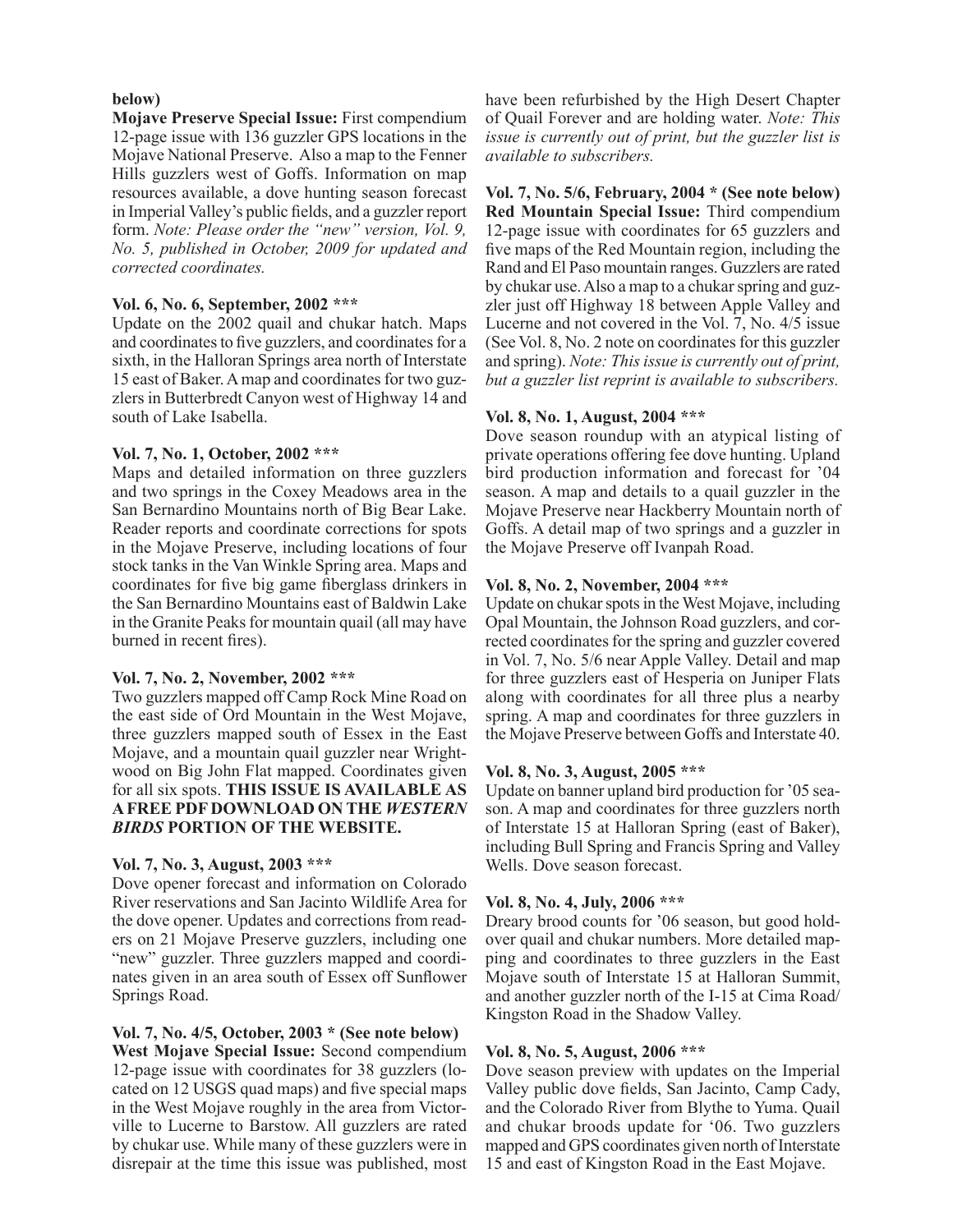**below)**

**Mojave Preserve Special Issue:** First compendium 12-page issue with 136 guzzler GPS locations in the Mojave National Preserve. Also a map to the Fenner Hills guzzlers west of Goffs. Information on map resources available, a dove hunting season forecast in Imperial Valley's public fields, and a guzzler report form. *Note: Please order the "new" version, Vol. 9, No. 5, published in October, 2009 for updated and corrected coordinates.*

**Vol. 6, No. 6, September, 2002 \*\*\***

Update on the 2002 quail and chukar hatch. Maps and coordinates to five guzzlers, and coordinates for a sixth, in the Halloran Springs area north of Interstate 15 east of Baker. A map and coordinates for two guzzlers in Butterbredt Canyon west of Highway 14 and south of Lake Isabella.

**Vol. 7, No. 1, October, 2002 \*\*\***

Maps and detailed information on three guzzlers and two springs in the Coxey Meadows area in the San Bernardino Mountains north of Big Bear Lake. Reader reports and coordinate corrections for spots in the Mojave Preserve, including locations of four stock tanks in the Van Winkle Spring area. Maps and coordinates for five big game fiberglass drinkers in the San Bernardino Mountains east of Baldwin Lake in the Granite Peaks for mountain quail (all may have burned in recent fires).

**Vol. 7, No. 2, November, 2002 \*\*\***

Two guzzlers mapped off Camp Rock Mine Road on the east side of Ord Mountain in the West Mojave, three guzzlers mapped south of Essex in the East Mojave, and a mountain quail guzzler near Wrightwood on Big John Flat mapped. Coordinates given for all six spots. **THIS ISSUE IS AVAILABLE AS A FREE PDF DOWNLOAD ON THE *WESTERN BIRDS* PORTION OF THE WEBSITE.**

**Vol. 7, No. 3, August, 2003 \*\*\***

Dove opener forecast and information on Colorado River reservations and San Jacinto Wildlife Area for the dove opener. Updates and corrections from readers on 21 Mojave Preserve guzzlers, including one "new" guzzler. Three guzzlers mapped and coordinates given in an area south of Essex off Sunflower Springs Road.

**Vol. 7, No. 4/5, October, 2003 \* (See note below)**

**West Mojave Special Issue:** Second compendium 12-page issue with coordinates for 38 guzzlers (located on 12 USGS quad maps) and five special maps in the West Mojave roughly in the area from Victorville to Lucerne to Barstow. All guzzlers are rated by chukar use. While many of these guzzlers were in disrepair at the time this issue was published, most have been refurbished by the High Desert Chapter of Quail Forever and are holding water. *Note: This issue is currently out of print, but the guzzler list is available to subscribers.*

**Vol. 7, No. 5/6, February, 2004 \* (See note below)**

**Red Mountain Special Issue:** Third compendium 12-page issue with coordinates for 65 guzzlers and five maps of the Red Mountain region, including the Rand and El Paso mountain ranges. Guzzlers are rated by chukar use. Also a map to a chukar spring and guzzler just off Highway 18 between Apple Valley and Lucerne and not covered in the Vol. 7, No. 4/5 issue (See Vol. 8, No. 2 note on coordinates for this guzzler and spring). *Note: This issue is currently out of print, but a guzzler list reprint is available to subscribers.*

**Vol. 8, No. 1, August, 2004 \*\*\***

Dove season roundup with an atypical listing of private operations offering fee dove hunting. Upland bird production information and forecast for '04 season. A map and details to a quail guzzler in the Mojave Preserve near Hackberry Mountain north of Goffs. A detail map of two springs and a guzzler in the Mojave Preserve off Ivanpah Road.

**Vol. 8, No. 2, November, 2004 \*\*\***

Update on chukar spots in the West Mojave, including Opal Mountain, the Johnson Road guzzlers, and corrected coordinates for the spring and guzzler covered in Vol. 7, No. 5/6 near Apple Valley. Detail and map for three guzzlers east of Hesperia on Juniper Flats along with coordinates for all three plus a nearby spring. A map and coordinates for three guzzlers in the Mojave Preserve between Goffs and Interstate 40.

**Vol. 8, No. 3, August, 2005 \*\*\***

Update on banner upland bird production for '05 season. A map and coordinates for three guzzlers north of Interstate 15 at Halloran Spring (east of Baker), including Bull Spring and Francis Spring and Valley Wells. Dove season forecast.

**Vol. 8, No. 4, July, 2006 \*\*\***

Dreary brood counts for '06 season, but good holdover quail and chukar numbers. More detailed mapping and coordinates to three guzzlers in the East Mojave south of Interstate 15 at Halloran Summit, and another guzzler north of the I-15 at Cima Road/Kingston Road in the Shadow Valley.

**Vol. 8, No. 5, August, 2006 \*\*\***

Dove season preview with updates on the Imperial Valley public dove fields, San Jacinto, Camp Cady, and the Colorado River from Blythe to Yuma. Quail and chukar broods update for '06. Two guzzlers mapped and GPS coordinates given north of Interstate 15 and east of Kingston Road in the East Mojave.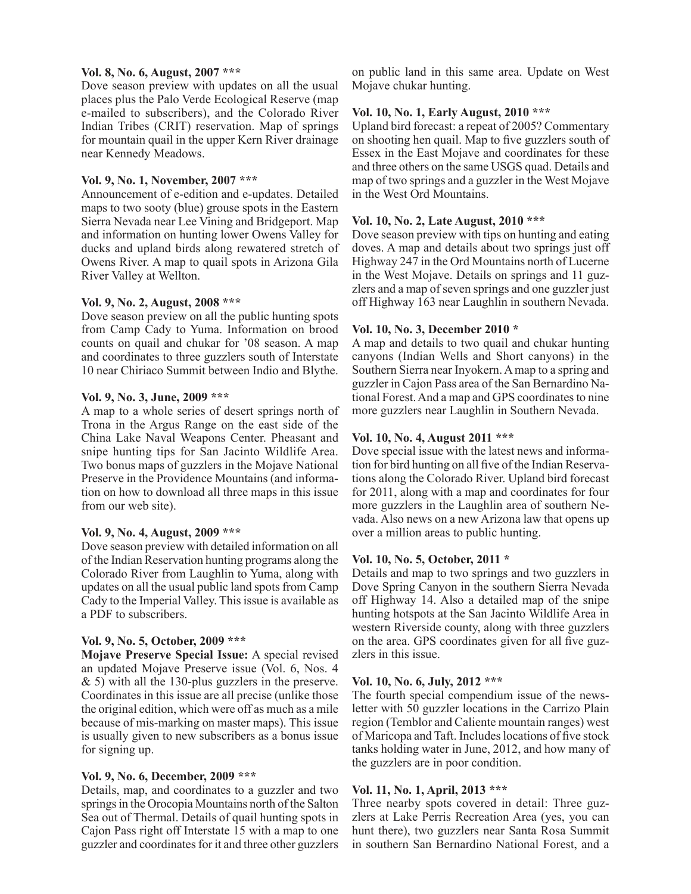**Vol. 8, No. 6, August, 2007 *****

Dove season preview with updates on all the usual places plus the Palo Verde Ecological Reserve (map e-mailed to subscribers), and the Colorado River Indian Tribes (CRIT) reservation. Map of springs for mountain quail in the upper Kern River drainage near Kennedy Meadows.

**Vol. 9, No. 1, November, 2007 *****

Announcement of e-edition and e-updates. Detailed maps to two sooty (blue) grouse spots in the Eastern Sierra Nevada near Lee Vining and Bridgeport. Map and information on hunting lower Owens Valley for ducks and upland birds along rewatered stretch of Owens River. A map to quail spots in Arizona Gila River Valley at Wellton.

**Vol. 9, No. 2, August, 2008 *****

Dove season preview on all the public hunting spots from Camp Cady to Yuma. Information on brood counts on quail and chukar for '08 season. A map and coordinates to three guzzlers south of Interstate 10 near Chiriaco Summit between Indio and Blythe.

**Vol. 9, No. 3, June, 2009 *****

A map to a whole series of desert springs north of Trona in the Argus Range on the east side of the China Lake Naval Weapons Center. Pheasant and snipe hunting tips for San Jacinto Wildlife Area. Two bonus maps of guzzlers in the Mojave National Preserve in the Providence Mountains (and information on how to download all three maps in this issue from our web site).

**Vol. 9, No. 4, August, 2009 *****

Dove season preview with detailed information on all of the Indian Reservation hunting programs along the Colorado River from Laughlin to Yuma, along with updates on all the usual public land spots from Camp Cady to the Imperial Valley. This issue is available as a PDF to subscribers.

**Vol. 9, No. 5, October, 2009 *****

**Mojave Preserve Special Issue:** A special revised an updated Mojave Preserve issue (Vol. 6, Nos. 4 & 5) with all the 130-plus guzzlers in the preserve. Coordinates in this issue are all precise (unlike those the original edition, which were off as much as a mile because of mis-marking on master maps). This issue is usually given to new subscribers as a bonus issue for signing up.

**Vol. 9, No. 6, December, 2009 *****

Details, map, and coordinates to a guzzler and two springs in the Orocopia Mountains north of the Salton Sea out of Thermal. Details of quail hunting spots in Cajon Pass right off Interstate 15 with a map to one guzzler and coordinates for it and three other guzzlers on public land in this same area. Update on West Mojave chukar hunting.

**Vol. 10, No. 1, Early August, 2010 *****

Upland bird forecast: a repeat of 2005? Commentary on shooting hen quail. Map to five guzzlers south of Essex in the East Mojave and coordinates for these and three others on the same USGS quad. Details and map of two springs and a guzzler in the West Mojave in the West Ord Mountains.

**Vol. 10, No. 2, Late August, 2010 *****

Dove season preview with tips on hunting and eating doves. A map and details about two springs just off Highway 247 in the Ord Mountains north of Lucerne in the West Mojave. Details on springs and 11 guzzlers and a map of seven springs and one guzzler just off Highway 163 near Laughlin in southern Nevada.

**Vol. 10, No. 3, December 2010 ***

A map and details to two quail and chukar hunting canyons (Indian Wells and Short canyons) in the Southern Sierra near Inyokern. A map to a spring and guzzler in Cajon Pass area of the San Bernardino National Forest. And a map and GPS coordinates to nine more guzzlers near Laughlin in Southern Nevada.

**Vol. 10, No. 4, August 2011 *****

Dove special issue with the latest news and information for bird hunting on all five of the Indian Reservations along the Colorado River. Upland bird forecast for 2011, along with a map and coordinates for four more guzzlers in the Laughlin area of southern Nevada. Also news on a new Arizona law that opens up over a million areas to public hunting.

**Vol. 10, No. 5, October, 2011 ***

Details and map to two springs and two guzzlers in Dove Spring Canyon in the southern Sierra Nevada off Highway 14. Also a detailed map of the snipe hunting hotspots at the San Jacinto Wildlife Area in western Riverside county, along with three guzzlers on the area. GPS coordinates given for all five guzzlers in this issue.

**Vol. 10, No. 6, July, 2012 *****

The fourth special compendium issue of the newsletter with 50 guzzler locations in the Carrizo Plain region (Temblor and Caliente mountain ranges) west of Maricopa and Taft. Includes locations of five stock tanks holding water in June, 2012, and how many of the guzzlers are in poor condition.

**Vol. 11, No. 1, April, 2013 *****

Three nearby spots covered in detail: Three guzzlers at Lake Perris Recreation Area (yes, you can hunt there), two guzzlers near Santa Rosa Summit in southern San Bernardino National Forest, and a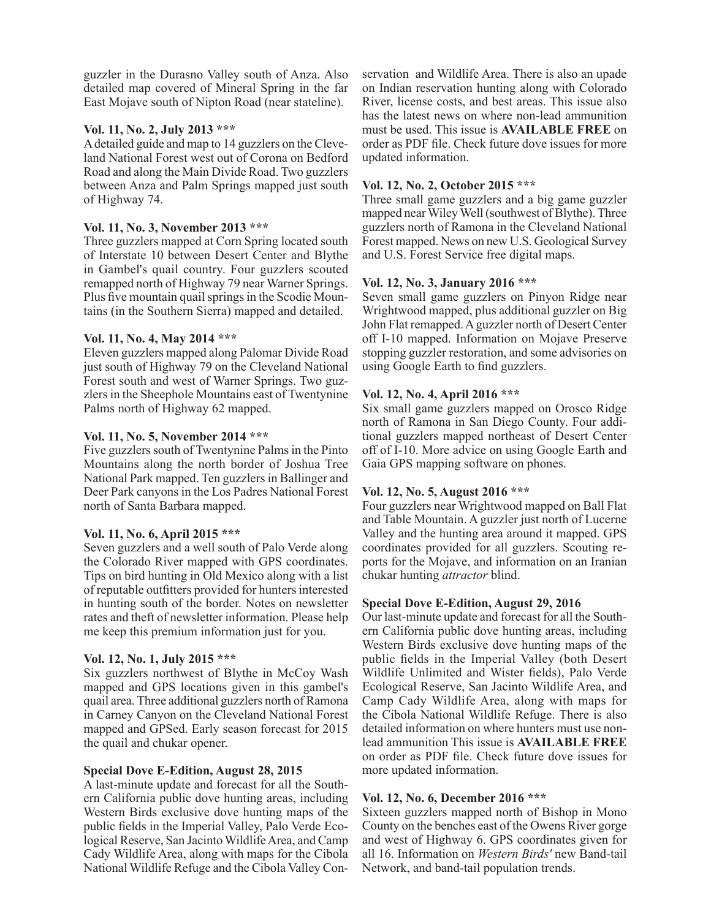guzzler in the Durasno Valley south of Anza. Also detailed map covered of Mineral Spring in the far East Mojave south of Nipton Road (near stateline).

**Vol. 11, No. 2, July 2013 ***

A detailed guide and map to 14 guzzlers on the Cleveland National Forest west out of Corona on Bedford Road and along the Main Divide Road. Two guzzlers between Anza and Palm Springs mapped just south of Highway 74.

**Vol. 11, No. 3, November 2013 ***

Three guzzlers mapped at Corn Spring located south of Interstate 10 between Desert Center and Blythe in Gambel's quail country. Four guzzlers scouted remapped north of Highway 79 near Warner Springs. Plus five mountain quail springs in the Scodie Mountains (in the Southern Sierra) mapped and detailed.

**Vol. 11, No. 4, May 2014 ***

Eleven guzzlers mapped along Palomar Divide Road just south of Highway 79 on the Cleveland National Forest south and west of Warner Springs. Two guzzlers in the Sheephole Mountains east of Twentynine Palms north of Highway 62 mapped.

**Vol. 11, No. 5, November 2014 ***

Five guzzlers south of Twentynine Palms in the Pinto Mountains along the north border of Joshua Tree National Park mapped. Ten guzzlers in Ballinger and Deer Park canyons in the Los Padres National Forest north of Santa Barbara mapped.

**Vol. 11, No. 6, April 2015 ***

Seven guzzlers and a well south of Palo Verde along the Colorado River mapped with GPS coordinates. Tips on bird hunting in Old Mexico along with a list of reputable outfitters provided for hunters interested in hunting south of the border. Notes on newsletter rates and theft of newsletter information. Please help me keep this premium information just for you.

**Vol. 12, No. 1, July 2015 ***

Six guzzlers northwest of Blythe in McCoy Wash mapped and GPS locations given in this gambel's quail area. Three additional guzzlers north of Ramona in Carney Canyon on the Cleveland National Forest mapped and GPSed. Early season forecast for 2015 the quail and chukar opener.

**Special Dove E-Edition, August 28, 2015**

A last-minute update and forecast for all the Southern California public dove hunting areas, including Western Birds exclusive dove hunting maps of the public fields in the Imperial Valley, Palo Verde Ecological Reserve, San Jacinto Wildlife Area, and Camp Cady Wildlife Area, along with maps for the Cibola National Wildlife Refuge and the Cibola Valley Conservation and Wildlife Area. There is also an upade on Indian reservation hunting along with Colorado River, license costs, and best areas. This issue also has the latest news on where non-lead ammunition must be used. This issue is **AVAILABLE FREE** on order as PDF file. Check future dove issues for more updated information.

**Vol. 12, No. 2, October 2015 ***

Three small game guzzlers and a big game guzzler mapped near Wiley Well (southwest of Blythe). Three guzzlers north of Ramona in the Cleveland National Forest mapped. News on new U.S. Geological Survey and U.S. Forest Service free digital maps.

**Vol. 12, No. 3, January 2016 ***

Seven small game guzzlers on Pinyon Ridge near Wrightwood mapped, plus additional guzzler on Big John Flat remapped. A guzzler north of Desert Center off I-10 mapped. Information on Mojave Preserve stopping guzzler restoration, and some advisories on using Google Earth to find guzzlers.

**Vol. 12, No. 4, April 2016 ***

Six small game guzzlers mapped on Orosco Ridge north of Ramona in San Diego County. Four additional guzzlers mapped northeast of Desert Center off of I-10. More advice on using Google Earth and Gaia GPS mapping software on phones.

**Vol. 12, No. 5, August 2016 ***

Four guzzlers near Wrightwood mapped on Ball Flat and Table Mountain. A guzzler just north of Lucerne Valley and the hunting area around it mapped. GPS coordinates provided for all guzzlers. Scouting reports for the Mojave, and information on an Iranian chukar hunting *attractor* blind.

**Special Dove E-Edition, August 29, 2016**

Our last-minute update and forecast for all the Southern California public dove hunting areas, including Western Birds exclusive dove hunting maps of the public fields in the Imperial Valley (both Desert Wildlife Unlimited and Wister fields), Palo Verde Ecological Reserve, San Jacinto Wildlife Area, and Camp Cady Wildlife Area, along with maps for the Cibola National Wildlife Refuge. There is also detailed information on where hunters must use non-lead ammunition This issue is **AVAILABLE FREE** on order as PDF file. Check future dove issues for more updated information.

**Vol. 12, No. 6, December 2016 ***

Sixteen guzzlers mapped north of Bishop in Mono County on the benches east of the Owens River gorge and west of Highway 6. GPS coordinates given for all 16. Information on *Western Birds'* new Band-tail Network, and band-tail population trends.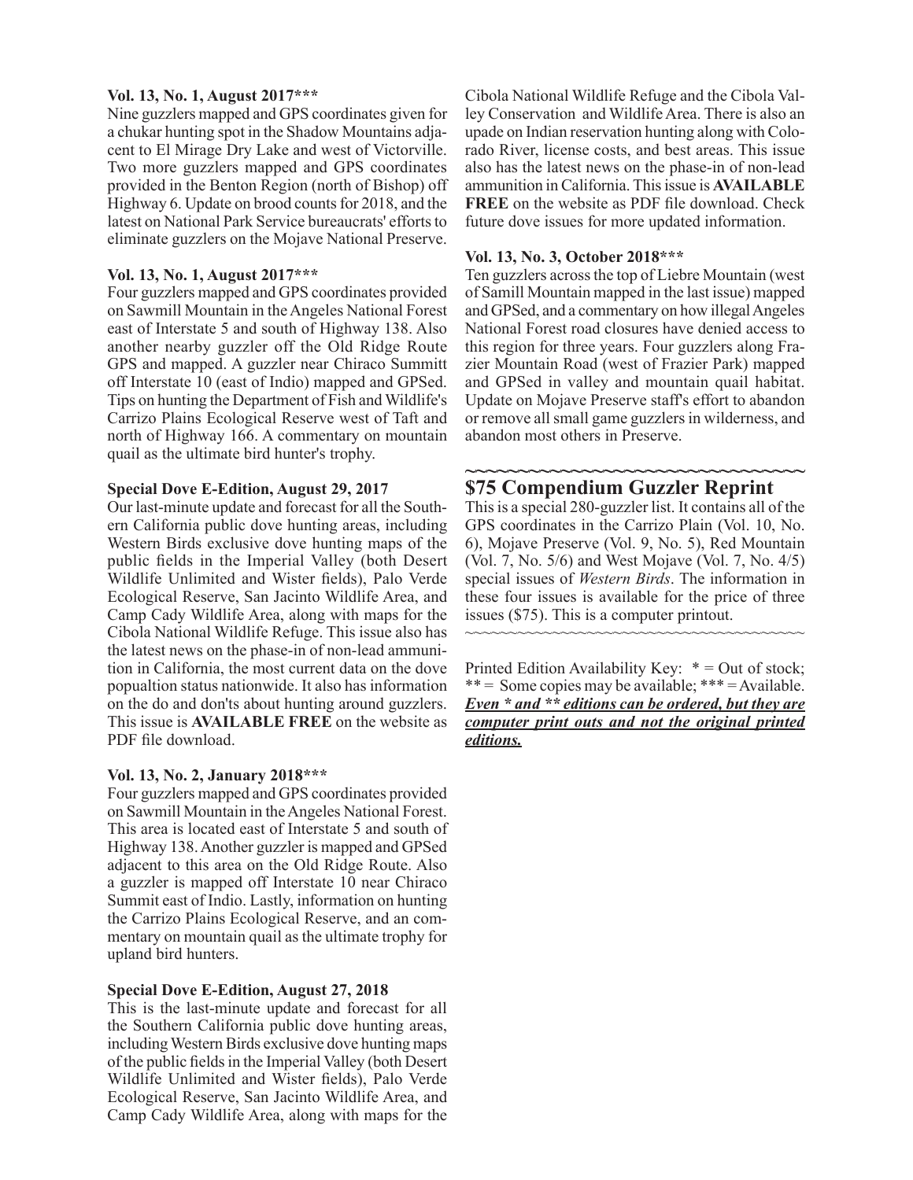**Vol. 13, No. 1, August 2017*****
Nine guzzlers mapped and GPS coordinates given for a chukar hunting spot in the Shadow Mountains adjacent to El Mirage Dry Lake and west of Victorville. Two more guzzlers mapped and GPS coordinates provided in the Benton Region (north of Bishop) off Highway 6. Update on brood counts for 2018, and the latest on National Park Service bureaucrats' efforts to eliminate guzzlers on the Mojave National Preserve.

**Vol. 13, No. 1, August 2017*****
Four guzzlers mapped and GPS coordinates provided on Sawmill Mountain in the Angeles National Forest east of Interstate 5 and south of Highway 138. Also another nearby guzzler off the Old Ridge Route GPS and mapped. A guzzler near Chiraco Summitt off Interstate 10 (east of Indio) mapped and GPSed. Tips on hunting the Department of Fish and Wildlife's Carrizo Plains Ecological Reserve west of Taft and north of Highway 166. A commentary on mountain quail as the ultimate bird hunter's trophy.

**Special Dove E-Edition, August 29, 2017**
Our last-minute update and forecast for all the Southern California public dove hunting areas, including Western Birds exclusive dove hunting maps of the public fields in the Imperial Valley (both Desert Wildlife Unlimited and Wister fields), Palo Verde Ecological Reserve, San Jacinto Wildlife Area, and Camp Cady Wildlife Area, along with maps for the Cibola National Wildlife Refuge. This issue also has the latest news on the phase-in of non-lead ammunition in California, the most current data on the dove popualtion status nationwide. It also has information on the do and don'ts about hunting around guzzlers. This issue is **AVAILABLE FREE** on the website as PDF file download.

**Vol. 13, No. 2, January 2018*****
Four guzzlers mapped and GPS coordinates provided on Sawmill Mountain in the Angeles National Forest. This area is located east of Interstate 5 and south of Highway 138. Another guzzler is mapped and GPSed adjacent to this area on the Old Ridge Route. Also a guzzler is mapped off Interstate 10 near Chiraco Summit east of Indio. Lastly, information on hunting the Carrizo Plains Ecological Reserve, and an commentary on mountain quail as the ultimate trophy for upland bird hunters.

**Special Dove E-Edition, August 27, 2018**
This is the last-minute update and forecast for all the Southern California public dove hunting areas, including Western Birds exclusive dove hunting maps of the public fields in the Imperial Valley (both Desert Wildlife Unlimited and Wister fields), Palo Verde Ecological Reserve, San Jacinto Wildlife Area, and Camp Cady Wildlife Area, along with maps for the Cibola National Wildlife Refuge and the Cibola Valley Conservation and Wildlife Area. There is also an upade on Indian reservation hunting along with Colorado River, license costs, and best areas. This issue also has the latest news on the phase-in of non-lead ammunition in California. This issue is **AVAILABLE FREE** on the website as PDF file download. Check future dove issues for more updated information.

**Vol. 13, No. 3, October 2018*****
Ten guzzlers across the top of Liebre Mountain (west of Samill Mountain mapped in the last issue) mapped and GPSed, and a commentary on how illegal Angeles National Forest road closures have denied access to this region for three years. Four guzzlers along Frazier Mountain Road (west of Frazier Park) mapped and GPSed in valley and mountain quail habitat. Update on Mojave Preserve staff's effort to abandon or remove all small game guzzlers in wilderness, and abandon most others in Preserve.

~~~~~~~~~~~~~~~~~~~~~~~~~~~~~~~~

## $75 Compendium Guzzler Reprint

This is a special 280-guzzler list. It contains all of the GPS coordinates in the Carrizo Plain (Vol. 10, No. 6), Mojave Preserve (Vol. 9, No. 5), Red Mountain (Vol. 7, No. 5/6) and West Mojave (Vol. 7, No. 4/5) special issues of *Western Birds*. The information in these four issues is available for the price of three issues ($75). This is a computer printout.

~~~~~~~~~~~~~~~~~~~~~~~~~~~~~~~~

Printed Edition Availability Key: * = Out of stock; ** = Some copies may be available; *** = Available. ***Even * and ** editions can be ordered, but they are computer print outs and not the original printed editions.***